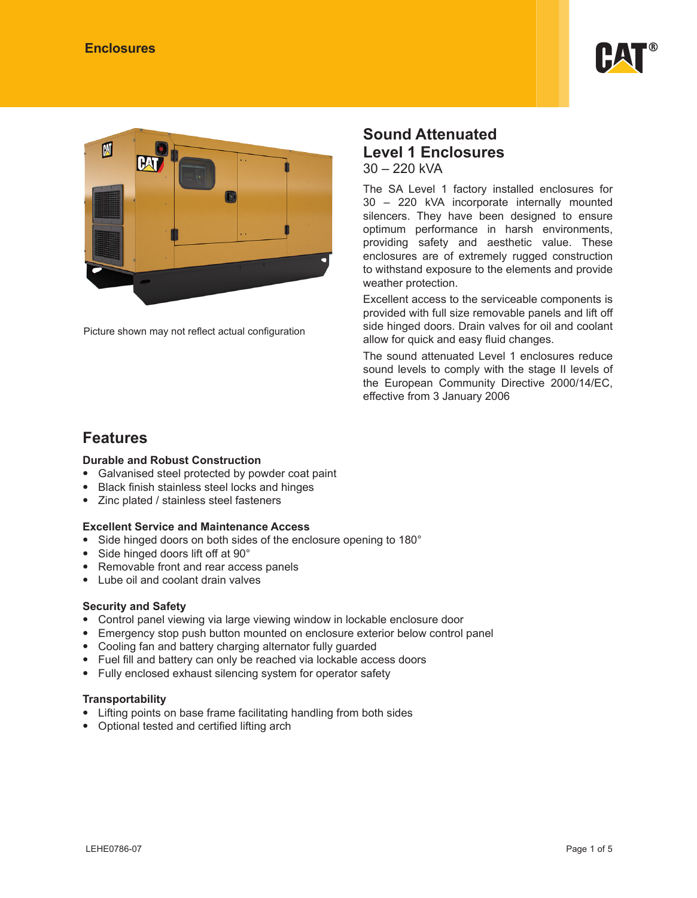Enclosures

Picture shown may not reflect actual configuration

# Sound Attenuated Level 1 Enclosures

30 – 220 kVA

The SA Level 1 factory installed enclosures for 30 – 220 kVA incorporate internally mounted silencers. They have been designed to ensure optimum performance in harsh environments, providing safety and aesthetic value. These enclosures are of extremely rugged construction to withstand exposure to the elements and provide weather protection.

Excellent access to the serviceable components is provided with full size removable panels and lift off side hinged doors. Drain valves for oil and coolant allow for quick and easy fluid changes.

The sound attenuated Level 1 enclosures reduce sound levels to comply with the stage II levels of the European Community Directive 2000/14/EC, effective from 3 January 2006

## Features

### Durable and Robust Construction

- Galvanised steel protected by powder coat paint
- Black finish stainless steel locks and hinges
- Zinc plated / stainless steel fasteners

### Excellent Service and Maintenance Access

- Side hinged doors on both sides of the enclosure opening to 180°
- Side hinged doors lift off at 90°
- Removable front and rear access panels
- Lube oil and coolant drain valves

### Security and Safety

- Control panel viewing via large viewing window in lockable enclosure door
- Emergency stop push button mounted on enclosure exterior below control panel
- Cooling fan and battery charging alternator fully guarded
- Fuel fill and battery can only be reached via lockable access doors
- Fully enclosed exhaust silencing system for operator safety

### Transportability

- Lifting points on base frame facilitating handling from both sides
- Optional tested and certified lifting arch

LEHE0786-07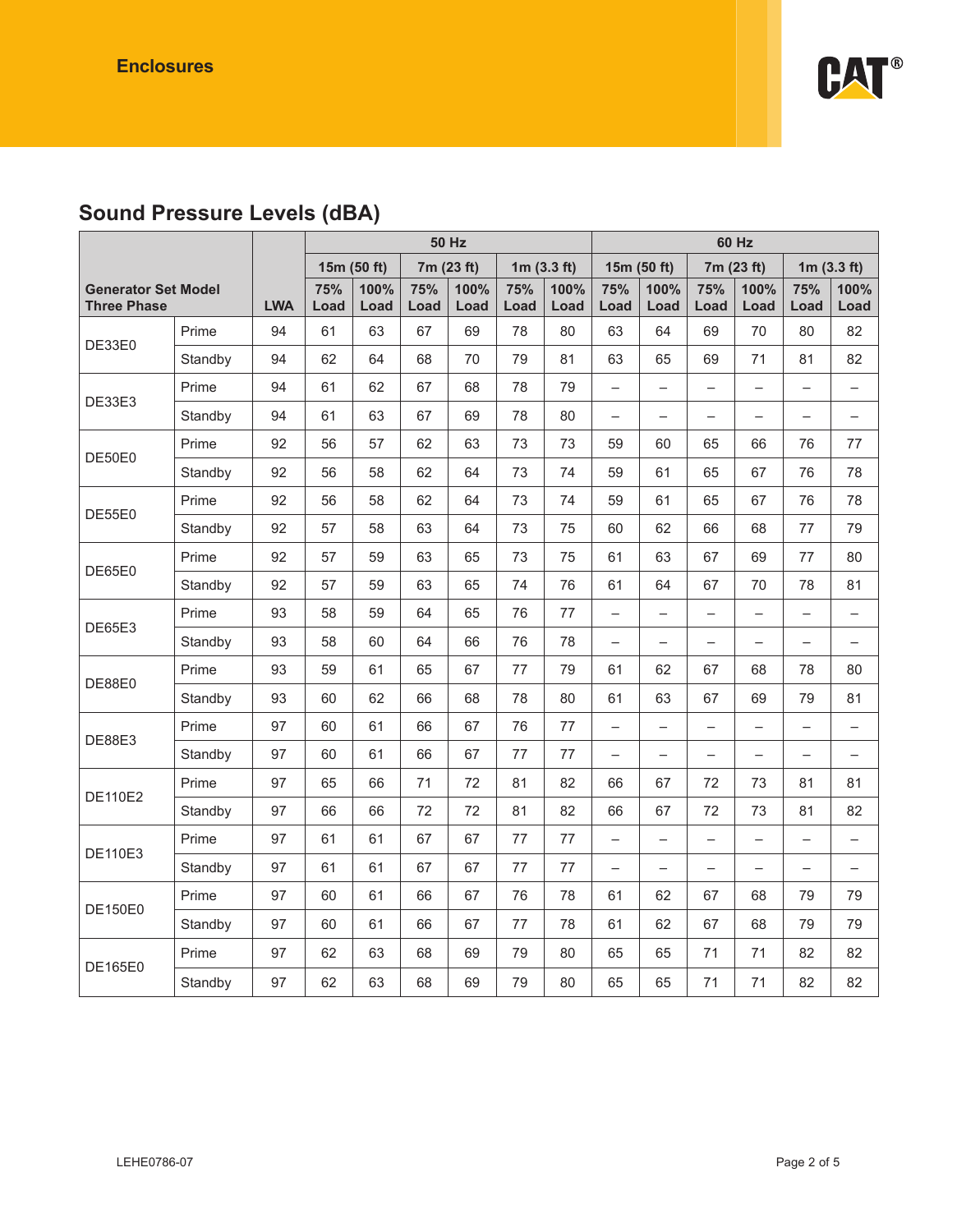## Sound Pressure Levels (dBA)

| Generator Set Model Three Phase | | LWA | 50 Hz | | | | | | 60 Hz | | | | | |
|---|---|---|---|---|---|---|---|---|---|---|---|---|---|---|
| | | | 15m (50 ft) | | 7m (23 ft) | | 1m (3.3 ft) | | 15m (50 ft) | | 7m (23 ft) | | 1m (3.3 ft) | |
| | | | 75% Load | 100% Load | 75% Load | 100% Load | 75% Load | 100% Load | 75% Load | 100% Load | 75% Load | 100% Load | 75% Load | 100% Load |
| DE33E0 | Prime | 94 | 61 | 63 | 67 | 69 | 78 | 80 | 63 | 64 | 69 | 70 | 80 | 82 |
| | Standby | 94 | 62 | 64 | 68 | 70 | 79 | 81 | 63 | 65 | 69 | 71 | 81 | 82 |
| DE33E3 | Prime | 94 | 61 | 62 | 67 | 68 | 78 | 79 | – | – | – | – | – | – |
| | Standby | 94 | 61 | 63 | 67 | 69 | 78 | 80 | – | – | – | – | – | – |
| DE50E0 | Prime | 92 | 56 | 57 | 62 | 63 | 73 | 73 | 59 | 60 | 65 | 66 | 76 | 77 |
| | Standby | 92 | 56 | 58 | 62 | 64 | 73 | 74 | 59 | 61 | 65 | 67 | 76 | 78 |
| DE55E0 | Prime | 92 | 56 | 58 | 62 | 64 | 73 | 74 | 59 | 61 | 65 | 67 | 76 | 78 |
| | Standby | 92 | 57 | 58 | 63 | 64 | 73 | 75 | 60 | 62 | 66 | 68 | 77 | 79 |
| DE65E0 | Prime | 92 | 57 | 59 | 63 | 65 | 73 | 75 | 61 | 63 | 67 | 69 | 77 | 80 |
| | Standby | 92 | 57 | 59 | 63 | 65 | 74 | 76 | 61 | 64 | 67 | 70 | 78 | 81 |
| DE65E3 | Prime | 93 | 58 | 59 | 64 | 65 | 76 | 77 | – | – | – | – | – | – |
| | Standby | 93 | 58 | 60 | 64 | 66 | 76 | 78 | – | – | – | – | – | – |
| DE88E0 | Prime | 93 | 59 | 61 | 65 | 67 | 77 | 79 | 61 | 62 | 67 | 68 | 78 | 80 |
| | Standby | 93 | 60 | 62 | 66 | 68 | 78 | 80 | 61 | 63 | 67 | 69 | 79 | 81 |
| DE88E3 | Prime | 97 | 60 | 61 | 66 | 67 | 76 | 77 | – | – | – | – | – | – |
| | Standby | 97 | 60 | 61 | 66 | 67 | 77 | 77 | – | – | – | – | – | – |
| DE110E2 | Prime | 97 | 65 | 66 | 71 | 72 | 81 | 82 | 66 | 67 | 72 | 73 | 81 | 81 |
| | Standby | 97 | 66 | 66 | 72 | 72 | 81 | 82 | 66 | 67 | 72 | 73 | 81 | 82 |
| DE110E3 | Prime | 97 | 61 | 61 | 67 | 67 | 77 | 77 | – | – | – | – | – | – |
| | Standby | 97 | 61 | 61 | 67 | 67 | 77 | 77 | – | – | – | – | – | – |
| DE150E0 | Prime | 97 | 60 | 61 | 66 | 67 | 76 | 78 | 61 | 62 | 67 | 68 | 79 | 79 |
| | Standby | 97 | 60 | 61 | 66 | 67 | 77 | 78 | 61 | 62 | 67 | 68 | 79 | 79 |
| DE165E0 | Prime | 97 | 62 | 63 | 68 | 69 | 79 | 80 | 65 | 65 | 71 | 71 | 82 | 82 |
| | Standby | 97 | 62 | 63 | 68 | 69 | 79 | 80 | 65 | 65 | 71 | 71 | 82 | 82 |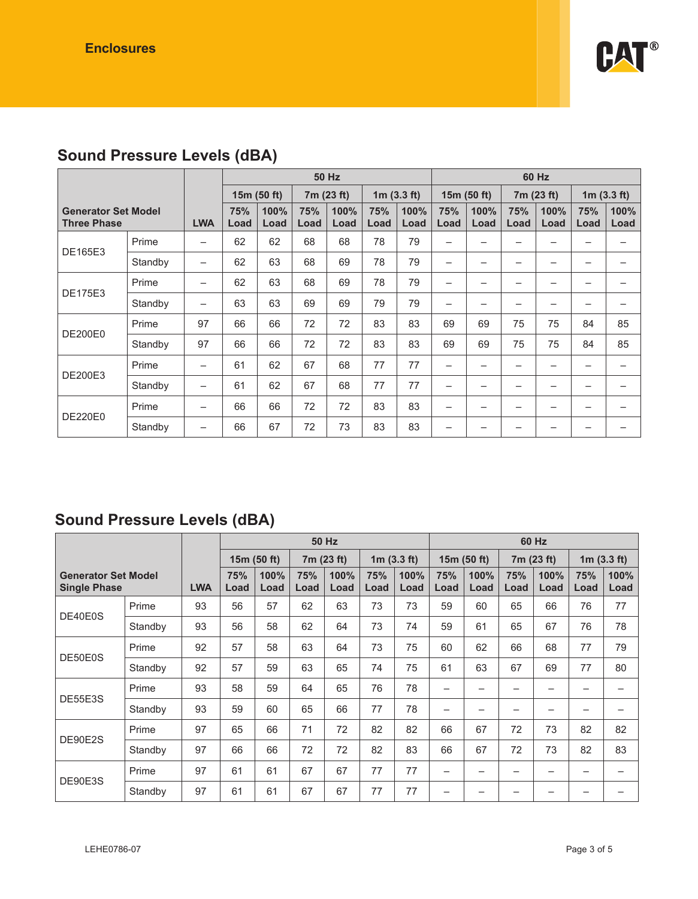# Enclosures

## Sound Pressure Levels (dBA)

| Generator Set Model Three Phase | | LWA | 50 Hz | | | | | | 60 Hz | | | | | |
|---|---|---|---|---|---|---|---|---|---|---|---|---|---|---|
| | | | 15m (50 ft) | | 7m (23 ft) | | 1m (3.3 ft) | | 15m (50 ft) | | 7m (23 ft) | | 1m (3.3 ft) | |
| | | | 75% Load | 100% Load | 75% Load | 100% Load | 75% Load | 100% Load | 75% Load | 100% Load | 75% Load | 100% Load | 75% Load | 100% Load |
| DE165E3 | Prime | – | 62 | 62 | 68 | 68 | 78 | 79 | – | – | – | – | – | – |
| | Standby | – | 62 | 63 | 68 | 69 | 78 | 79 | – | – | – | – | – | – |
| DE175E3 | Prime | – | 62 | 63 | 68 | 69 | 78 | 79 | – | – | – | – | – | – |
| | Standby | – | 63 | 63 | 69 | 69 | 79 | 79 | – | – | – | – | – | – |
| DE200E0 | Prime | 97 | 66 | 66 | 72 | 72 | 83 | 83 | 69 | 69 | 75 | 75 | 84 | 85 |
| | Standby | 97 | 66 | 66 | 72 | 72 | 83 | 83 | 69 | 69 | 75 | 75 | 84 | 85 |
| DE200E3 | Prime | – | 61 | 62 | 67 | 68 | 77 | 77 | – | – | – | – | – | – |
| | Standby | – | 61 | 62 | 67 | 68 | 77 | 77 | – | – | – | – | – | – |
| DE220E0 | Prime | – | 66 | 66 | 72 | 72 | 83 | 83 | – | – | – | – | – | – |
| | Standby | – | 66 | 67 | 72 | 73 | 83 | 83 | – | – | – | – | – | – |

## Sound Pressure Levels (dBA)

| Generator Set Model Single Phase | | LWA | 50 Hz | | | | | | 60 Hz | | | | | |
|---|---|---|---|---|---|---|---|---|---|---|---|---|---|---|
| | | | 15m (50 ft) | | 7m (23 ft) | | 1m (3.3 ft) | | 15m (50 ft) | | 7m (23 ft) | | 1m (3.3 ft) | |
| | | | 75% Load | 100% Load | 75% Load | 100% Load | 75% Load | 100% Load | 75% Load | 100% Load | 75% Load | 100% Load | 75% Load | 100% Load |
| DE40E0S | Prime | 93 | 56 | 57 | 62 | 63 | 73 | 73 | 59 | 60 | 65 | 66 | 76 | 77 |
| | Standby | 93 | 56 | 58 | 62 | 64 | 73 | 74 | 59 | 61 | 65 | 67 | 76 | 78 |
| DE50E0S | Prime | 92 | 57 | 58 | 63 | 64 | 73 | 75 | 60 | 62 | 66 | 68 | 77 | 79 |
| | Standby | 92 | 57 | 59 | 63 | 65 | 74 | 75 | 61 | 63 | 67 | 69 | 77 | 80 |
| DE55E3S | Prime | 93 | 58 | 59 | 64 | 65 | 76 | 78 | – | – | – | – | – | – |
| | Standby | 93 | 59 | 60 | 65 | 66 | 77 | 78 | – | – | – | – | – | – |
| DE90E2S | Prime | 97 | 65 | 66 | 71 | 72 | 82 | 82 | 66 | 67 | 72 | 73 | 82 | 82 |
| | Standby | 97 | 66 | 66 | 72 | 72 | 82 | 83 | 66 | 67 | 72 | 73 | 82 | 83 |
| DE90E3S | Prime | 97 | 61 | 61 | 67 | 67 | 77 | 77 | – | – | – | – | – | – |
| | Standby | 97 | 61 | 61 | 67 | 67 | 77 | 77 | – | – | – | – | – | – |

LEHE0786-07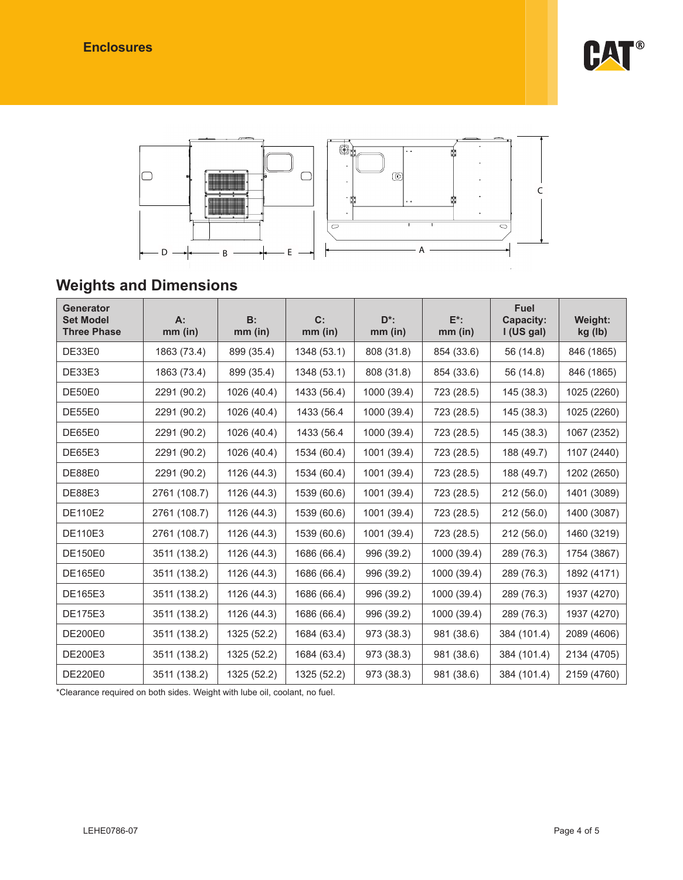## Enclosures

## Weights and Dimensions

| Generator Set Model Three Phase | A: mm (in) | B: mm (in) | C: mm (in) | D*: mm (in) | E*: mm (in) | Fuel Capacity: l (US gal) | Weight: kg (lb) |
|---|---|---|---|---|---|---|---|
| DE33E0 | 1863 (73.4) | 899 (35.4) | 1348 (53.1) | 808 (31.8) | 854 (33.6) | 56 (14.8) | 846 (1865) |
| DE33E3 | 1863 (73.4) | 899 (35.4) | 1348 (53.1) | 808 (31.8) | 854 (33.6) | 56 (14.8) | 846 (1865) |
| DE50E0 | 2291 (90.2) | 1026 (40.4) | 1433 (56.4) | 1000 (39.4) | 723 (28.5) | 145 (38.3) | 1025 (2260) |
| DE55E0 | 2291 (90.2) | 1026 (40.4) | 1433 (56.4 | 1000 (39.4) | 723 (28.5) | 145 (38.3) | 1025 (2260) |
| DE65E0 | 2291 (90.2) | 1026 (40.4) | 1433 (56.4 | 1000 (39.4) | 723 (28.5) | 145 (38.3) | 1067 (2352) |
| DE65E3 | 2291 (90.2) | 1026 (40.4) | 1534 (60.4) | 1001 (39.4) | 723 (28.5) | 188 (49.7) | 1107 (2440) |
| DE88E0 | 2291 (90.2) | 1126 (44.3) | 1534 (60.4) | 1001 (39.4) | 723 (28.5) | 188 (49.7) | 1202 (2650) |
| DE88E3 | 2761 (108.7) | 1126 (44.3) | 1539 (60.6) | 1001 (39.4) | 723 (28.5) | 212 (56.0) | 1401 (3089) |
| DE110E2 | 2761 (108.7) | 1126 (44.3) | 1539 (60.6) | 1001 (39.4) | 723 (28.5) | 212 (56.0) | 1400 (3087) |
| DE110E3 | 2761 (108.7) | 1126 (44.3) | 1539 (60.6) | 1001 (39.4) | 723 (28.5) | 212 (56.0) | 1460 (3219) |
| DE150E0 | 3511 (138.2) | 1126 (44.3) | 1686 (66.4) | 996 (39.2) | 1000 (39.4) | 289 (76.3) | 1754 (3867) |
| DE165E0 | 3511 (138.2) | 1126 (44.3) | 1686 (66.4) | 996 (39.2) | 1000 (39.4) | 289 (76.3) | 1892 (4171) |
| DE165E3 | 3511 (138.2) | 1126 (44.3) | 1686 (66.4) | 996 (39.2) | 1000 (39.4) | 289 (76.3) | 1937 (4270) |
| DE175E3 | 3511 (138.2) | 1126 (44.3) | 1686 (66.4) | 996 (39.2) | 1000 (39.4) | 289 (76.3) | 1937 (4270) |
| DE200E0 | 3511 (138.2) | 1325 (52.2) | 1684 (63.4) | 973 (38.3) | 981 (38.6) | 384 (101.4) | 2089 (4606) |
| DE200E3 | 3511 (138.2) | 1325 (52.2) | 1684 (63.4) | 973 (38.3) | 981 (38.6) | 384 (101.4) | 2134 (4705) |
| DE220E0 | 3511 (138.2) | 1325 (52.2) | 1325 (52.2) | 973 (38.3) | 981 (38.6) | 384 (101.4) | 2159 (4760) |

*Clearance required on both sides. Weight with lube oil, coolant, no fuel.

LEHE0786-07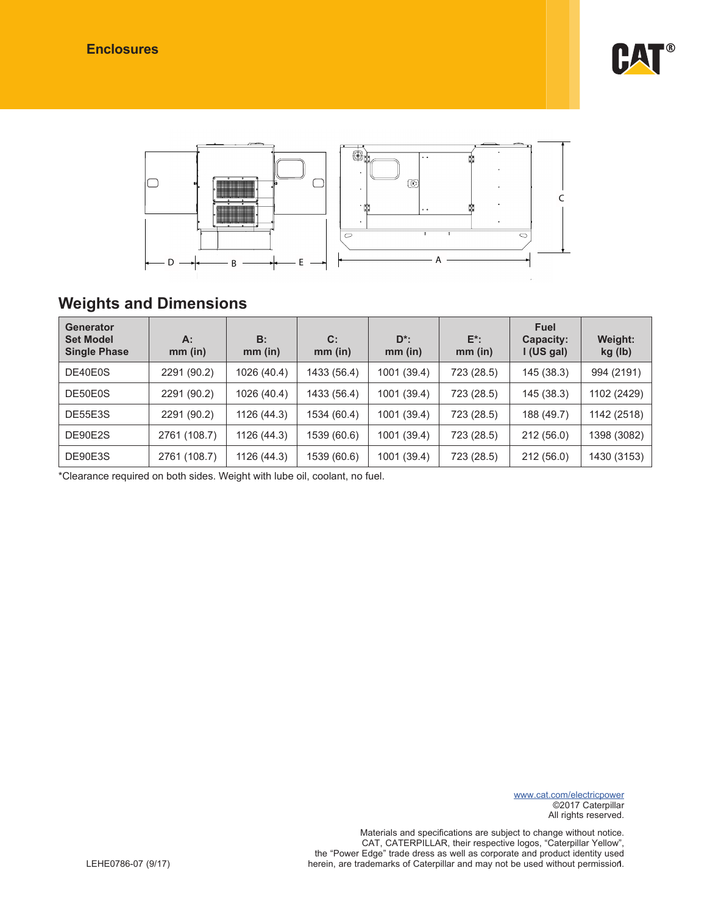## Enclosures

D B E A C

## Weights and Dimensions

| Generator Set Model Single Phase | A: mm (in) | B: mm (in) | C: mm (in) | D*: mm (in) | E*: mm (in) | Fuel Capacity: l (US gal) | Weight: kg (lb) |
|---|---|---|---|---|---|---|---|
| DE40E0S | 2291 (90.2) | 1026 (40.4) | 1433 (56.4) | 1001 (39.4) | 723 (28.5) | 145 (38.3) | 994 (2191) |
| DE50E0S | 2291 (90.2) | 1026 (40.4) | 1433 (56.4) | 1001 (39.4) | 723 (28.5) | 145 (38.3) | 1102 (2429) |
| DE55E3S | 2291 (90.2) | 1126 (44.3) | 1534 (60.4) | 1001 (39.4) | 723 (28.5) | 188 (49.7) | 1142 (2518) |
| DE90E2S | 2761 (108.7) | 1126 (44.3) | 1539 (60.6) | 1001 (39.4) | 723 (28.5) | 212 (56.0) | 1398 (3082) |
| DE90E3S | 2761 (108.7) | 1126 (44.3) | 1539 (60.6) | 1001 (39.4) | 723 (28.5) | 212 (56.0) | 1430 (3153) |

*Clearance required on both sides. Weight with lube oil, coolant, no fuel.

LEHE0786-07 (9/17)

www.cat.com/electricpower
©2017 Caterpillar
All rights reserved.

Materials and specifications are subject to change without notice.
CAT, CATERPILLAR, their respective logos, "Caterpillar Yellow",
the "Power Edge" trade dress as well as corporate and product identity used
herein, are trademarks of Caterpillar and may not be used without permission.